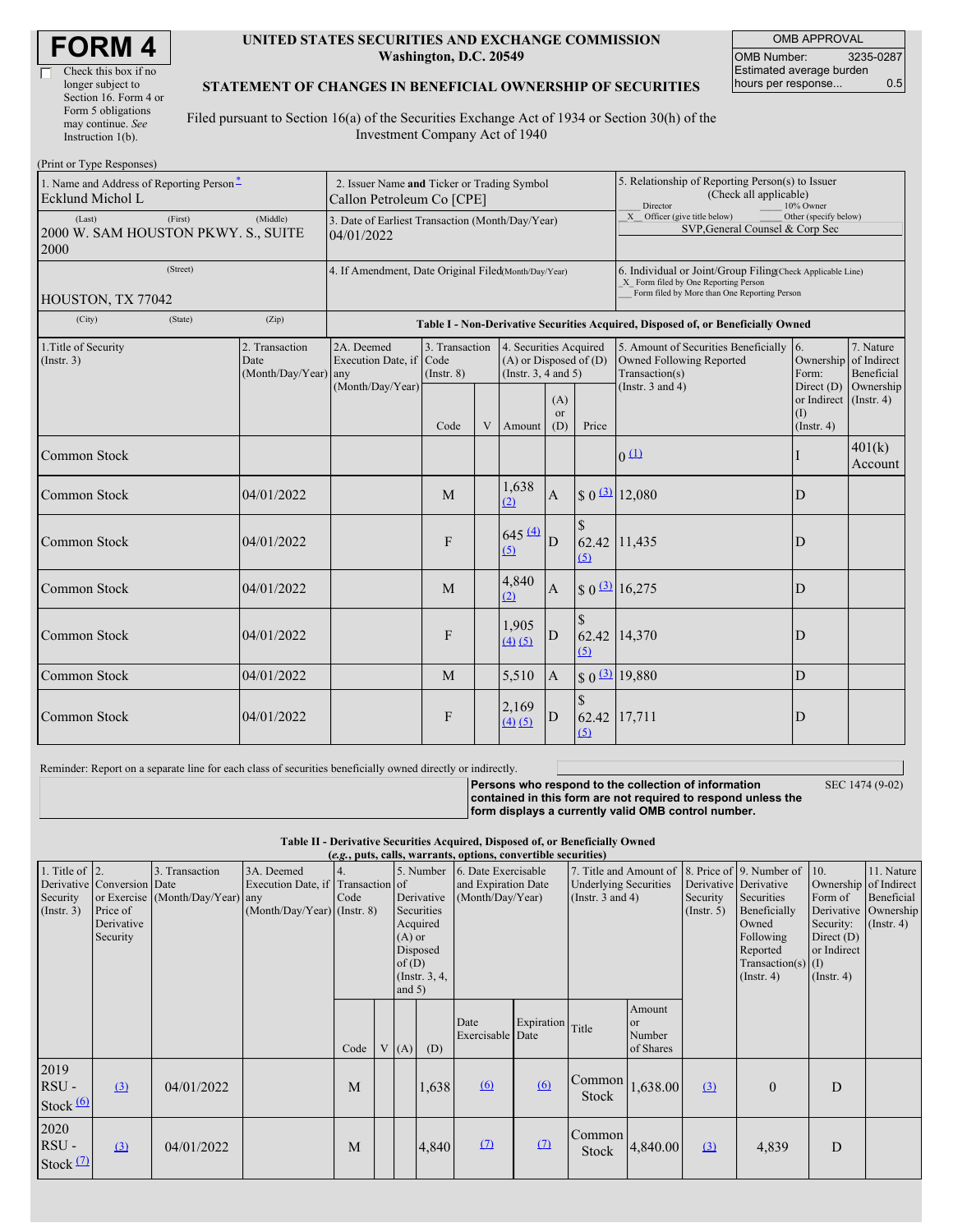# FORM 4

☐ Check this box if no longer subject to Section 16. Form 4 or Form 5 obligations may continue. *See* Instruction 1(b).

**UNITED STATES SECURITIES AND EXCHANGE COMMISSION**
**Washington, D.C. 20549**

**STATEMENT OF CHANGES IN BENEFICIAL OWNERSHIP OF SECURITIES**

Filed pursuant to Section 16(a) of the Securities Exchange Act of 1934 or Section 30(h) of the Investment Company Act of 1940

| OMB APPROVAL | |
|---|---|
| OMB Number: | 3235-0287 |
| Estimated average burden hours per response... | 0.5 |

(Print or Type Responses)

| 1. Name and Address of Reporting Person* | 2. Issuer Name **and** Ticker or Trading Symbol | 5. Relationship of Reporting Person(s) to Issuer (Check all applicable) |
|---|---|---|
| Ecklund Michol L | Callon Petroleum Co [CPE] | ___ Director ___ 10% Owner |
| (Last) (First) (Middle) 2000 W. SAM HOUSTON PKWY. S., SUITE 2000 | 3. Date of Earliest Transaction (Month/Day/Year) 04/01/2022 | _X_ Officer (give title below) ___ Other (specify below) SVP,General Counsel & Corp Sec |
| (Street) HOUSTON, TX 77042 | 4. If Amendment, Date Original Filed (Month/Day/Year) | 6. Individual or Joint/Group Filing (Check Applicable Line) _X_ Form filed by One Reporting Person ___ Form filed by More than One Reporting Person |
| (City) (State) (Zip) | | |

**Table I - Non-Derivative Securities Acquired, Disposed of, or Beneficially Owned**

| 1.Title of Security (Instr. 3) | 2. Transaction Date (Month/Day/Year) | 2A. Deemed Execution Date, if any (Month/Day/Year) | 3. Transaction Code (Instr. 8) Code | V | 4. Securities Acquired (A) or Disposed of (D) (Instr. 3, 4 and 5) Amount | (A) or (D) | Price | 5. Amount of Securities Beneficially Owned Following Reported Transaction(s) (Instr. 3 and 4) | 6. Ownership Form: Direct (D) or Indirect (I) (Instr. 4) | 7. Nature of Indirect Beneficial Ownership (Instr. 4) |
|---|---|---|---|---|---|---|---|---|---|---|
| Common Stock | | | | | | | | 0 (1) | I | 401(k) Account |
| Common Stock | 04/01/2022 | | M | | 1,638 (2) | A | $ 0 (3) | 12,080 | D | |
| Common Stock | 04/01/2022 | | F | | 645 (4) (5) | D | $ 62.42 (5) | 11,435 | D | |
| Common Stock | 04/01/2022 | | M | | 4,840 (2) | A | $ 0 (3) | 16,275 | D | |
| Common Stock | 04/01/2022 | | F | | 1,905 (4) (5) | D | $ 62.42 (5) | 14,370 | D | |
| Common Stock | 04/01/2022 | | M | | 5,510 | A | $ 0 (3) | 19,880 | D | |
| Common Stock | 04/01/2022 | | F | | 2,169 (4) (5) | D | $ 62.42 (5) | 17,711 | D | |

Reminder: Report on a separate line for each class of securities beneficially owned directly or indirectly.

**Persons who respond to the collection of information contained in this form are not required to respond unless the form displays a currently valid OMB control number.** SEC 1474 (9-02)

**Table II - Derivative Securities Acquired, Disposed of, or Beneficially Owned**
**(*e.g.*, puts, calls, warrants, options, convertible securities)**

| 1. Title of Derivative Security (Instr. 3) | 2. Conversion or Exercise Price of Derivative Security | 3. Transaction Date (Month/Day/Year) | 3A. Deemed Execution Date, if any (Month/Day/Year) | 4. Transaction Code (Instr. 8) Code | V | 5. Number of Derivative Securities Acquired (A) or Disposed of (D) (Instr. 3, 4, and 5) (A) | (D) | 6. Date Exercisable and Expiration Date (Month/Day/Year) Date Exercisable | Expiration Date | 7. Title and Amount of Underlying Securities (Instr. 3 and 4) Title | Amount or Number of Shares | 8. Price of Derivative Security (Instr. 5) | 9. Number of Derivative Securities Beneficially Owned Following Reported Transaction(s) (Instr. 4) | 10. Ownership Form of Derivative Security: Direct (D) or Indirect (I) (Instr. 4) | 11. Nature of Indirect Beneficial Ownership (Instr. 4) |
|---|---|---|---|---|---|---|---|---|---|---|---|---|---|---|---|
| 2019 RSU - Stock (6) | (3) | 04/01/2022 | | M | | | 1,638 | (6) | (6) | Common Stock | 1,638.00 | (3) | 0 | D | |
| 2020 RSU - Stock (7) | (3) | 04/01/2022 | | M | | | 4,840 | (7) | (7) | Common Stock | 4,840.00 | (3) | 4,839 | D | |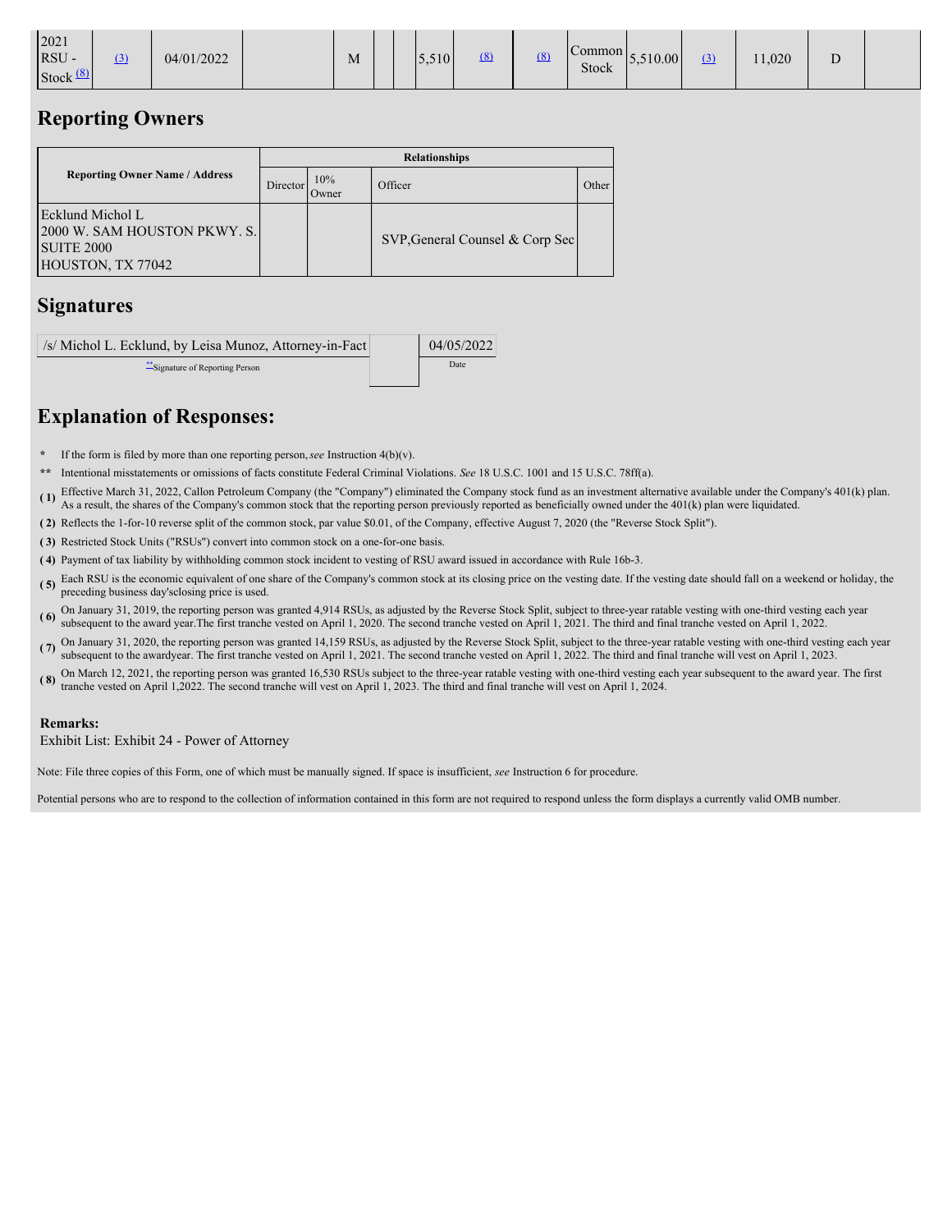| 2021 RSU - Stock (8) | (3) | 04/01/2022 | | M | | | 5,510 | (8) | (8) | Common Stock | 5,510.00 | (3) | 11,020 | D | |
|---|---|---|---|---|---|---|---|---|---|---|---|---|---|---|---|

## Reporting Owners

| Reporting Owner Name / Address | Relationships | | | |
|---|---|---|---|---|
| | Director | 10% Owner | Officer | Other |
| Ecklund Michol L<br>2000 W. SAM HOUSTON PKWY. S.<br>SUITE 2000<br>HOUSTON, TX 77042 | | | SVP,General Counsel & Corp Sec | |

## Signatures

| /s/ Michol L. Ecklund, by Leisa Munoz, Attorney-in-Fact | | 04/05/2022 |
|---|---|---|
| **Signature of Reporting Person | | Date |

## Explanation of Responses:

- \* If the form is filed by more than one reporting person, *see* Instruction 4(b)(v).
- \*\* Intentional misstatements or omissions of facts constitute Federal Criminal Violations. *See* 18 U.S.C. 1001 and 15 U.S.C. 78ff(a).
- **( 1)** Effective March 31, 2022, Callon Petroleum Company (the "Company") eliminated the Company stock fund as an investment alternative available under the Company's 401(k) plan. As a result, the shares of the Company's common stock that the reporting person previously reported as beneficially owned under the 401(k) plan were liquidated.
- **( 2)** Reflects the 1-for-10 reverse split of the common stock, par value $0.01, of the Company, effective August 7, 2020 (the "Reverse Stock Split").
- **( 3)** Restricted Stock Units ("RSUs") convert into common stock on a one-for-one basis.
- **( 4)** Payment of tax liability by withholding common stock incident to vesting of RSU award issued in accordance with Rule 16b-3.
- **( 5)** Each RSU is the economic equivalent of one share of the Company's common stock at its closing price on the vesting date. If the vesting date should fall on a weekend or holiday, the preceding business day'sclosing price is used.
- **( 6)** On January 31, 2019, the reporting person was granted 4,914 RSUs, as adjusted by the Reverse Stock Split, subject to three-year ratable vesting with one-third vesting each year subsequent to the award year.The first tranche vested on April 1, 2020. The second tranche vested on April 1, 2021. The third and final tranche vested on April 1, 2022.
- **( 7)** On January 31, 2020, the reporting person was granted 14,159 RSUs, as adjusted by the Reverse Stock Split, subject to the three-year ratable vesting with one-third vesting each year subsequent to the awardyear. The first tranche vested on April 1, 2021. The second tranche vested on April 1, 2022. The third and final tranche will vest on April 1, 2023.
- **( 8)** On March 12, 2021, the reporting person was granted 16,530 RSUs subject to the three-year ratable vesting with one-third vesting each year subsequent to the award year. The first tranche vested on April 1,2022. The second tranche will vest on April 1, 2023. The third and final tranche will vest on April 1, 2024.

**Remarks:**

Exhibit List: Exhibit 24 - Power of Attorney

Note: File three copies of this Form, one of which must be manually signed. If space is insufficient, *see* Instruction 6 for procedure.

Potential persons who are to respond to the collection of information contained in this form are not required to respond unless the form displays a currently valid OMB number.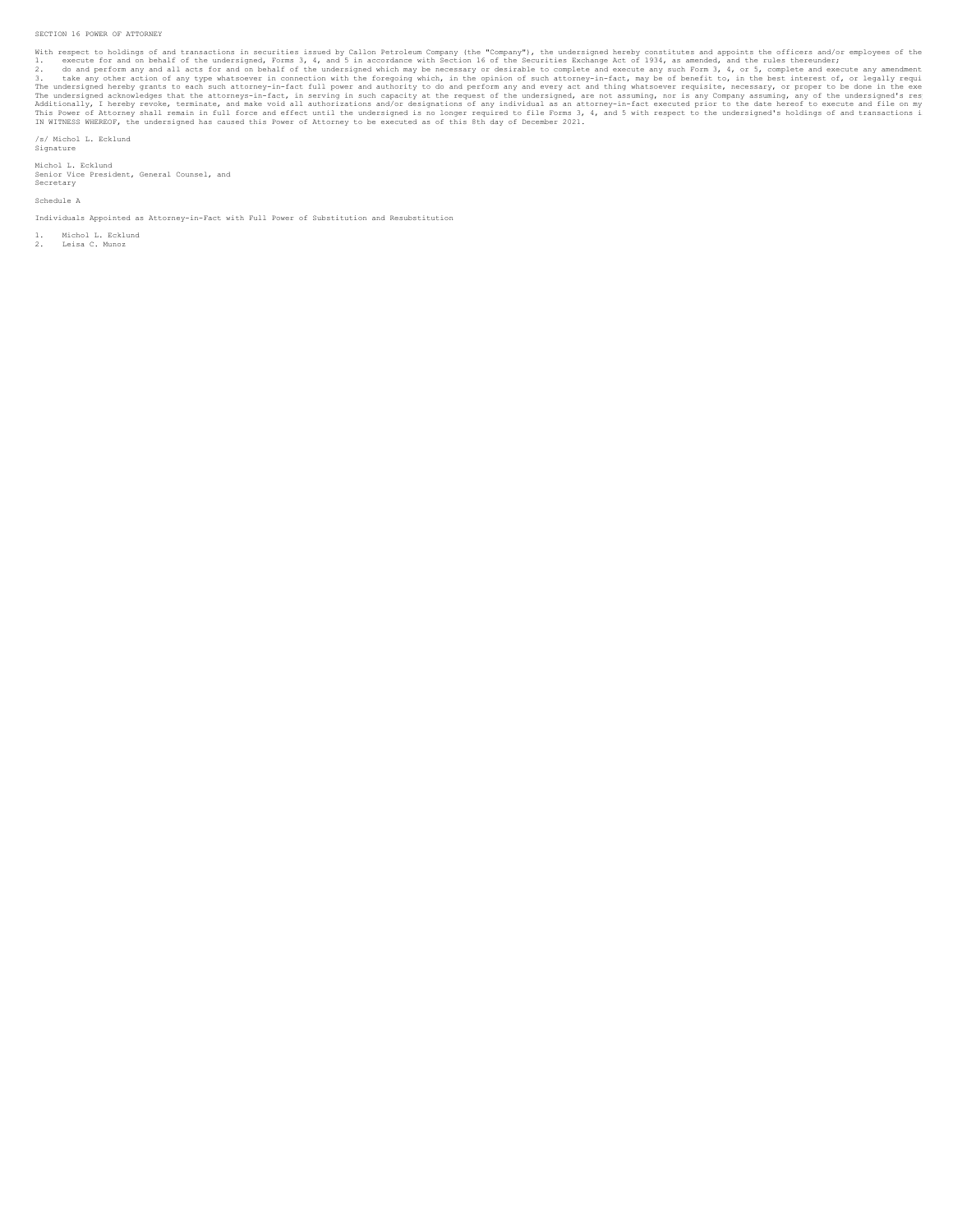SECTION 16 POWER OF ATTORNEY

With respect to holdings of and transactions in securities issued by Callon Petroleum Company (the "Company"), the undersigned hereby constitutes and appoints the officers and/or employees of the

1. execute for and on behalf of the undersigned, Forms 3, 4, and 5 in accordance with Section 16 of the Securities Exchange Act of 1934, as amended, and the rules thereunder;
2. do and perform any and all acts for and on behalf of the undersigned which may be necessary or desirable to complete and execute any such Form 3, 4, or 5, complete and execute any amendment
3. take any other action of any type whatsoever in connection with the foregoing which, in the opinion of such attorney-in-fact, may be of benefit to, in the best interest of, or legally requi

The undersigned hereby grants to each such attorney-in-fact full power and authority to do and perform any and every act and thing whatsoever requisite, necessary, or proper to be done in the exe

The undersigned acknowledges that the attorneys-in-fact, in serving in such capacity at the request of the undersigned, are not assuming, nor is any Company assuming, any of the undersigned's res

Additionally, I hereby revoke, terminate, and make void all authorizations and/or designations of any individual as an attorney-in-fact executed prior to the date hereof to execute and file on my

This Power of Attorney shall remain in full force and effect until the undersigned is no longer required to file Forms 3, 4, and 5 with respect to the undersigned's holdings of and transactions i

IN WITNESS WHEREOF, the undersigned has caused this Power of Attorney to be executed as of this 8th day of December 2021.

/s/ Michol L. Ecklund
Signature

Michol L. Ecklund
Senior Vice President, General Counsel, and
Secretary

Schedule A

Individuals Appointed as Attorney-in-Fact with Full Power of Substitution and Resubstitution

1. Michol L. Ecklund
2. Leisa C. Munoz